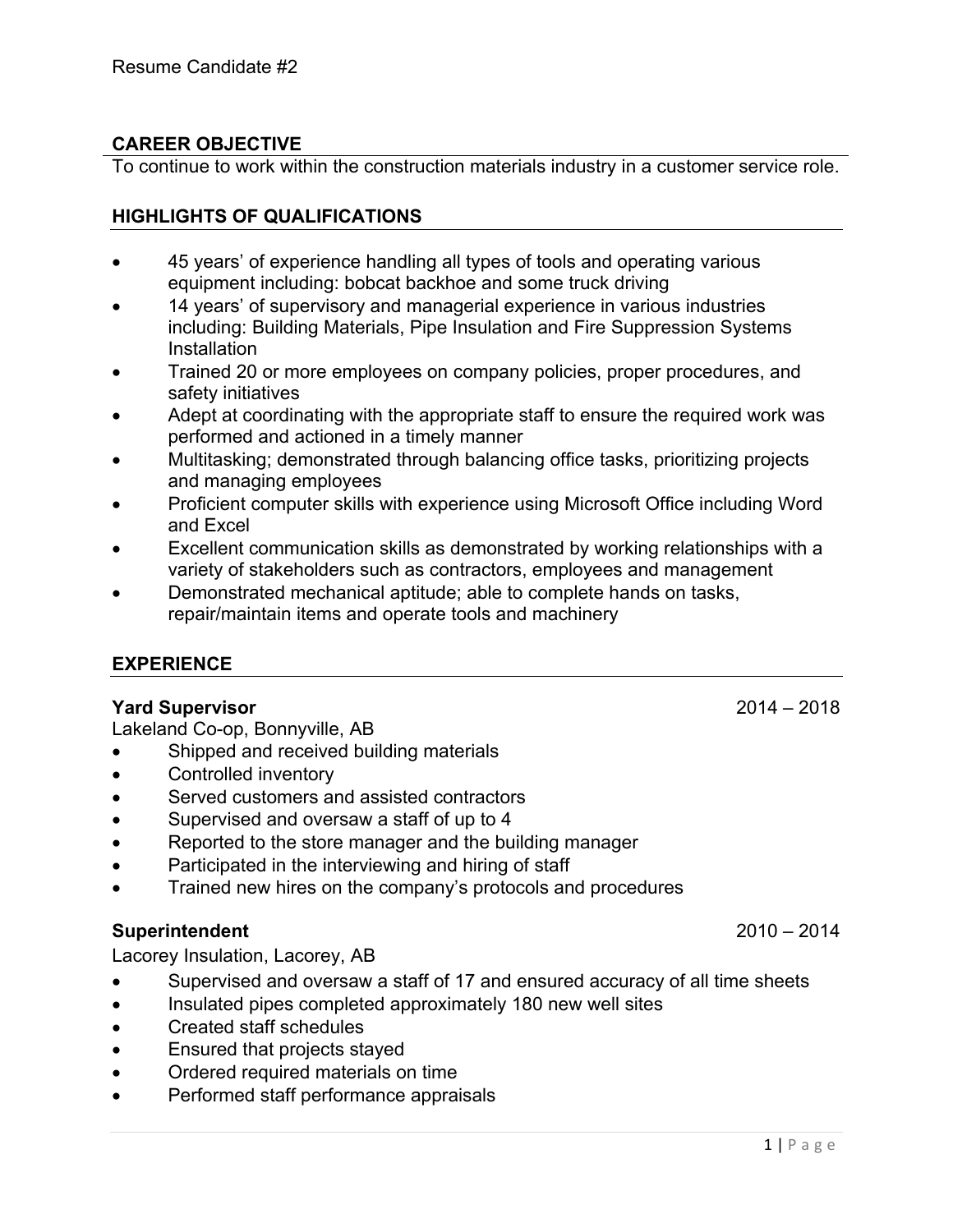Resume Candidate #2

## CAREER OBJECTIVE

To continue to work within the construction materials industry in a customer service role.

## HIGHLIGHTS OF QUALIFICATIONS

- 45 years' of experience handling all types of tools and operating various equipment including: bobcat backhoe and some truck driving
- 14 years' of supervisory and managerial experience in various industries including: Building Materials, Pipe Insulation and Fire Suppression Systems Installation
- Trained 20 or more employees on company policies, proper procedures, and safety initiatives
- Adept at coordinating with the appropriate staff to ensure the required work was performed and actioned in a timely manner
- Multitasking; demonstrated through balancing office tasks, prioritizing projects and managing employees
- Proficient computer skills with experience using Microsoft Office including Word and Excel
- Excellent communication skills as demonstrated by working relationships with a variety of stakeholders such as contractors, employees and management
- Demonstrated mechanical aptitude; able to complete hands on tasks, repair/maintain items and operate tools and machinery

## EXPERIENCE

**Yard Supervisor** 2014 – 2018

Lakeland Co-op, Bonnyville, AB

- Shipped and received building materials
- Controlled inventory
- Served customers and assisted contractors
- Supervised and oversaw a staff of up to 4
- Reported to the store manager and the building manager
- Participated in the interviewing and hiring of staff
- Trained new hires on the company's protocols and procedures

**Superintendent** 2010 – 2014

Lacorey Insulation, Lacorey, AB

- Supervised and oversaw a staff of 17 and ensured accuracy of all time sheets
- Insulated pipes completed approximately 180 new well sites
- Created staff schedules
- Ensured that projects stayed
- Ordered required materials on time
- Performed staff performance appraisals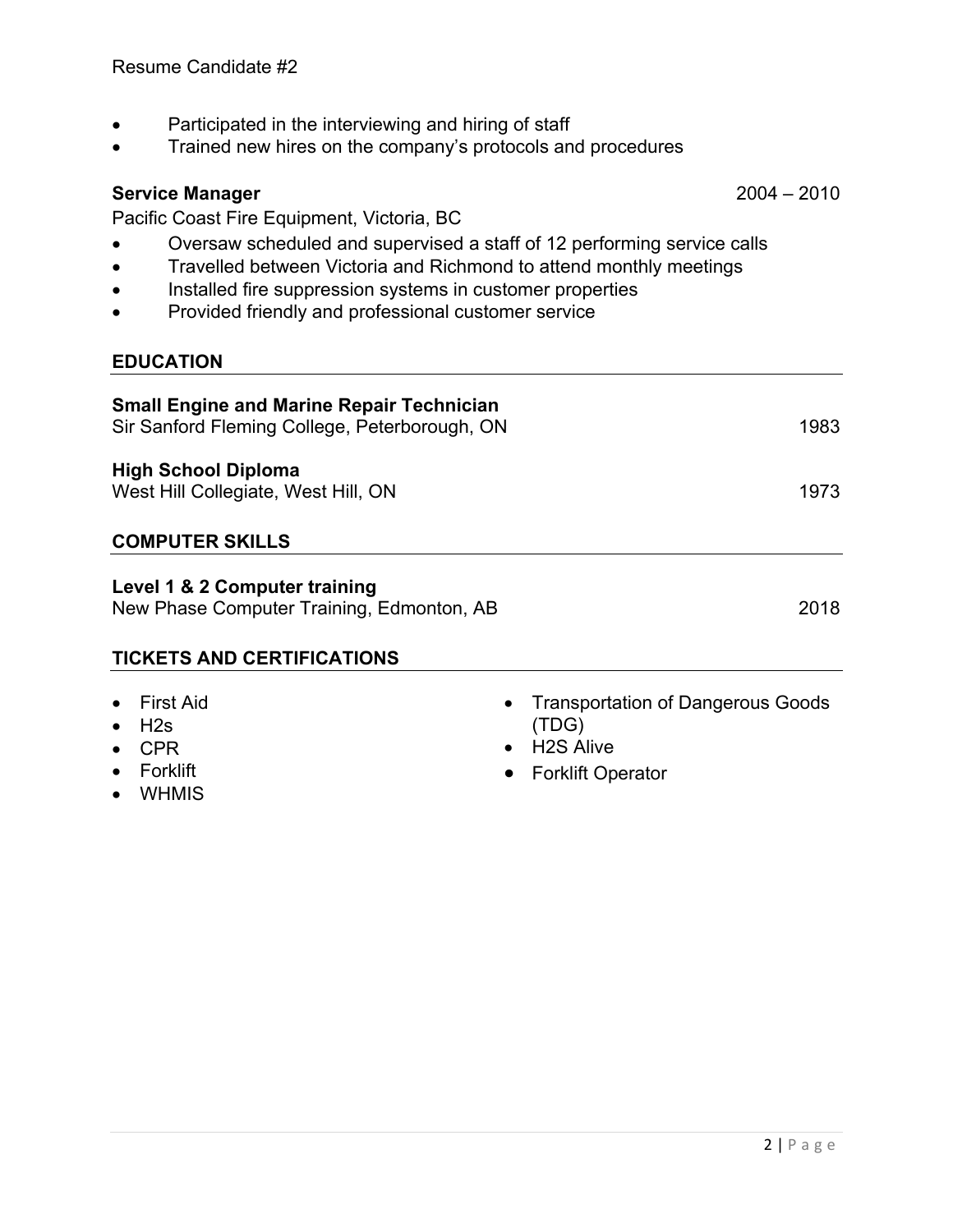- Participated in the interviewing and hiring of staff
- Trained new hires on the company's protocols and procedures

**Service Manager** 2004 – 2010
Pacific Coast Fire Equipment, Victoria, BC

- Oversaw scheduled and supervised a staff of 12 performing service calls
- Travelled between Victoria and Richmond to attend monthly meetings
- Installed fire suppression systems in customer properties
- Provided friendly and professional customer service

## EDUCATION

**Small Engine and Marine Repair Technician**
Sir Sanford Fleming College, Peterborough, ON 1983

**High School Diploma**
West Hill Collegiate, West Hill, ON 1973

## COMPUTER SKILLS

**Level 1 & 2 Computer training**
New Phase Computer Training, Edmonton, AB 2018

## TICKETS AND CERTIFICATIONS

- First Aid
- H2s
- CPR
- Forklift
- WHMIS
- Transportation of Dangerous Goods (TDG)
- H2S Alive
- Forklift Operator